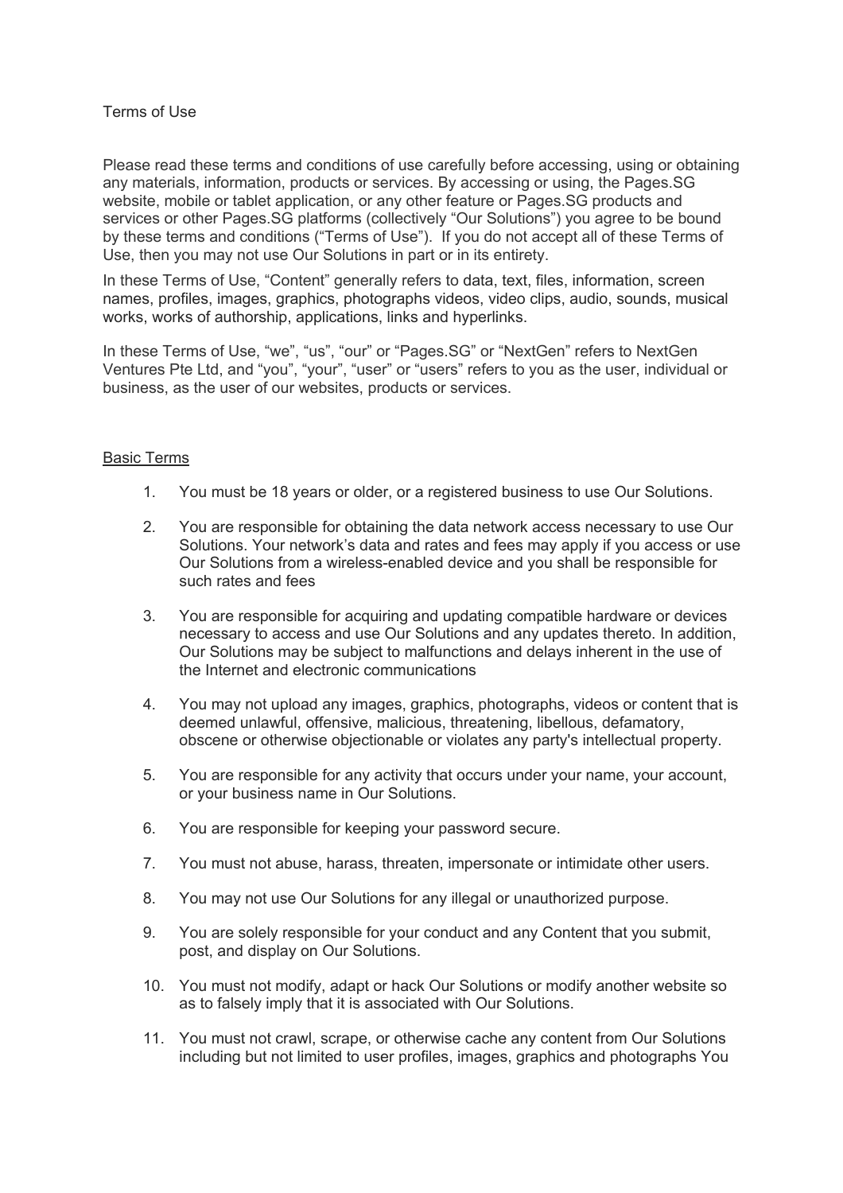# Terms of Use

Please read these terms and conditions of use carefully before accessing, using or obtaining any materials, information, products or services. By accessing or using, the Pages.SG website, mobile or tablet application, or any other feature or Pages.SG products and services or other Pages.SG platforms (collectively "Our Solutions") you agree to be bound by these terms and conditions ("Terms of Use"). If you do not accept all of these Terms of Use, then you may not use Our Solutions in part or in its entirety.

In these Terms of Use, "Content" generally refers to data, text, files, information, screen names, profiles, images, graphics, photographs videos, video clips, audio, sounds, musical works, works of authorship, applications, links and hyperlinks.

In these Terms of Use, "we", "us", "our" or "Pages.SG" or "NextGen" refers to NextGen Ventures Pte Ltd, and "you", "your", "user" or "users" refers to you as the user, individual or business, as the user of our websites, products or services.

## Basic Terms

1. You must be 18 years or older, or a registered business to use Our Solutions.
2. You are responsible for obtaining the data network access necessary to use Our Solutions. Your network's data and rates and fees may apply if you access or use Our Solutions from a wireless-enabled device and you shall be responsible for such rates and fees
3. You are responsible for acquiring and updating compatible hardware or devices necessary to access and use Our Solutions and any updates thereto. In addition, Our Solutions may be subject to malfunctions and delays inherent in the use of the Internet and electronic communications
4. You may not upload any images, graphics, photographs, videos or content that is deemed unlawful, offensive, malicious, threatening, libellous, defamatory, obscene or otherwise objectionable or violates any party's intellectual property.
5. You are responsible for any activity that occurs under your name, your account, or your business name in Our Solutions.
6. You are responsible for keeping your password secure.
7. You must not abuse, harass, threaten, impersonate or intimidate other users.
8. You may not use Our Solutions for any illegal or unauthorized purpose.
9. You are solely responsible for your conduct and any Content that you submit, post, and display on Our Solutions.
10. You must not modify, adapt or hack Our Solutions or modify another website so as to falsely imply that it is associated with Our Solutions.
11. You must not crawl, scrape, or otherwise cache any content from Our Solutions including but not limited to user profiles, images, graphics and photographs You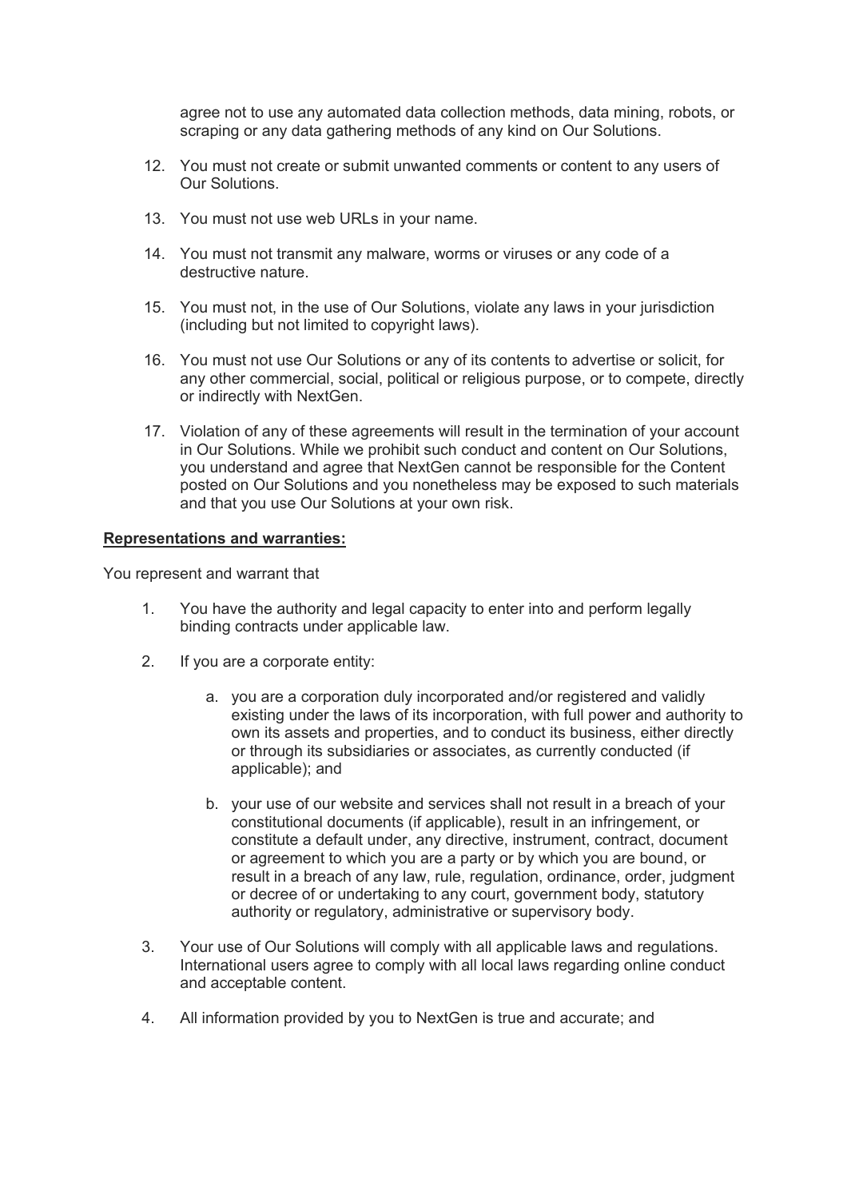agree not to use any automated data collection methods, data mining, robots, or scraping or any data gathering methods of any kind on Our Solutions.

12. You must not create or submit unwanted comments or content to any users of Our Solutions.
13. You must not use web URLs in your name.
14. You must not transmit any malware, worms or viruses or any code of a destructive nature.
15. You must not, in the use of Our Solutions, violate any laws in your jurisdiction (including but not limited to copyright laws).
16. You must not use Our Solutions or any of its contents to advertise or solicit, for any other commercial, social, political or religious purpose, or to compete, directly or indirectly with NextGen.
17. Violation of any of these agreements will result in the termination of your account in Our Solutions. While we prohibit such conduct and content on Our Solutions, you understand and agree that NextGen cannot be responsible for the Content posted on Our Solutions and you nonetheless may be exposed to such materials and that you use Our Solutions at your own risk.

**Representations and warranties:**

You represent and warrant that

1. You have the authority and legal capacity to enter into and perform legally binding contracts under applicable law.
2. If you are a corporate entity:
    a. you are a corporation duly incorporated and/or registered and validly existing under the laws of its incorporation, with full power and authority to own its assets and properties, and to conduct its business, either directly or through its subsidiaries or associates, as currently conducted (if applicable); and
    b. your use of our website and services shall not result in a breach of your constitutional documents (if applicable), result in an infringement, or constitute a default under, any directive, instrument, contract, document or agreement to which you are a party or by which you are bound, or result in a breach of any law, rule, regulation, ordinance, order, judgment or decree of or undertaking to any court, government body, statutory authority or regulatory, administrative or supervisory body.
3. Your use of Our Solutions will comply with all applicable laws and regulations. International users agree to comply with all local laws regarding online conduct and acceptable content.
4. All information provided by you to NextGen is true and accurate; and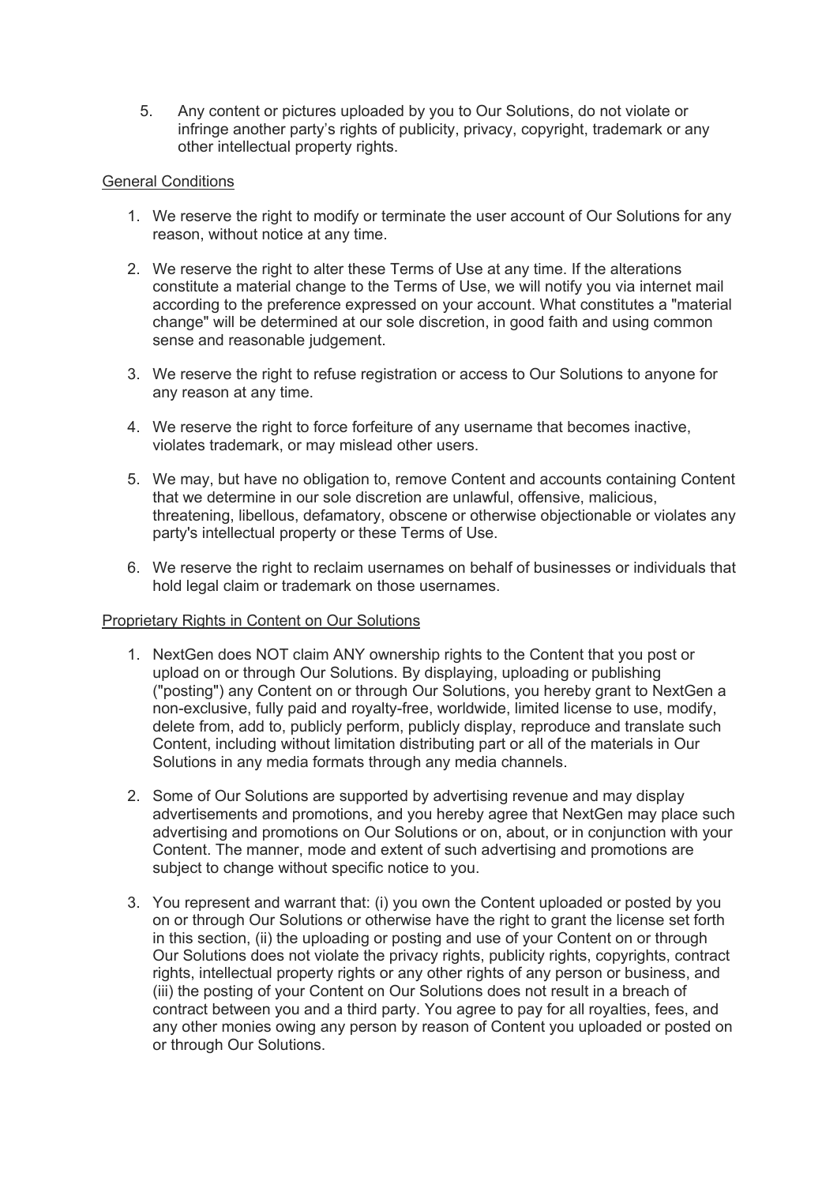5. Any content or pictures uploaded by you to Our Solutions, do not violate or infringe another party's rights of publicity, privacy, copyright, trademark or any other intellectual property rights.

<u>General Conditions</u>

1. We reserve the right to modify or terminate the user account of Our Solutions for any reason, without notice at any time.

2. We reserve the right to alter these Terms of Use at any time. If the alterations constitute a material change to the Terms of Use, we will notify you via internet mail according to the preference expressed on your account. What constitutes a "material change" will be determined at our sole discretion, in good faith and using common sense and reasonable judgement.

3. We reserve the right to refuse registration or access to Our Solutions to anyone for any reason at any time.

4. We reserve the right to force forfeiture of any username that becomes inactive, violates trademark, or may mislead other users.

5. We may, but have no obligation to, remove Content and accounts containing Content that we determine in our sole discretion are unlawful, offensive, malicious, threatening, libellous, defamatory, obscene or otherwise objectionable or violates any party's intellectual property or these Terms of Use.

6. We reserve the right to reclaim usernames on behalf of businesses or individuals that hold legal claim or trademark on those usernames.

<u>Proprietary Rights in Content on Our Solutions</u>

1. NextGen does NOT claim ANY ownership rights to the Content that you post or upload on or through Our Solutions. By displaying, uploading or publishing ("posting") any Content on or through Our Solutions, you hereby grant to NextGen a non-exclusive, fully paid and royalty-free, worldwide, limited license to use, modify, delete from, add to, publicly perform, publicly display, reproduce and translate such Content, including without limitation distributing part or all of the materials in Our Solutions in any media formats through any media channels.

2. Some of Our Solutions are supported by advertising revenue and may display advertisements and promotions, and you hereby agree that NextGen may place such advertising and promotions on Our Solutions or on, about, or in conjunction with your Content. The manner, mode and extent of such advertising and promotions are subject to change without specific notice to you.

3. You represent and warrant that: (i) you own the Content uploaded or posted by you on or through Our Solutions or otherwise have the right to grant the license set forth in this section, (ii) the uploading or posting and use of your Content on or through Our Solutions does not violate the privacy rights, publicity rights, copyrights, contract rights, intellectual property rights or any other rights of any person or business, and (iii) the posting of your Content on Our Solutions does not result in a breach of contract between you and a third party. You agree to pay for all royalties, fees, and any other monies owing any person by reason of Content you uploaded or posted on or through Our Solutions.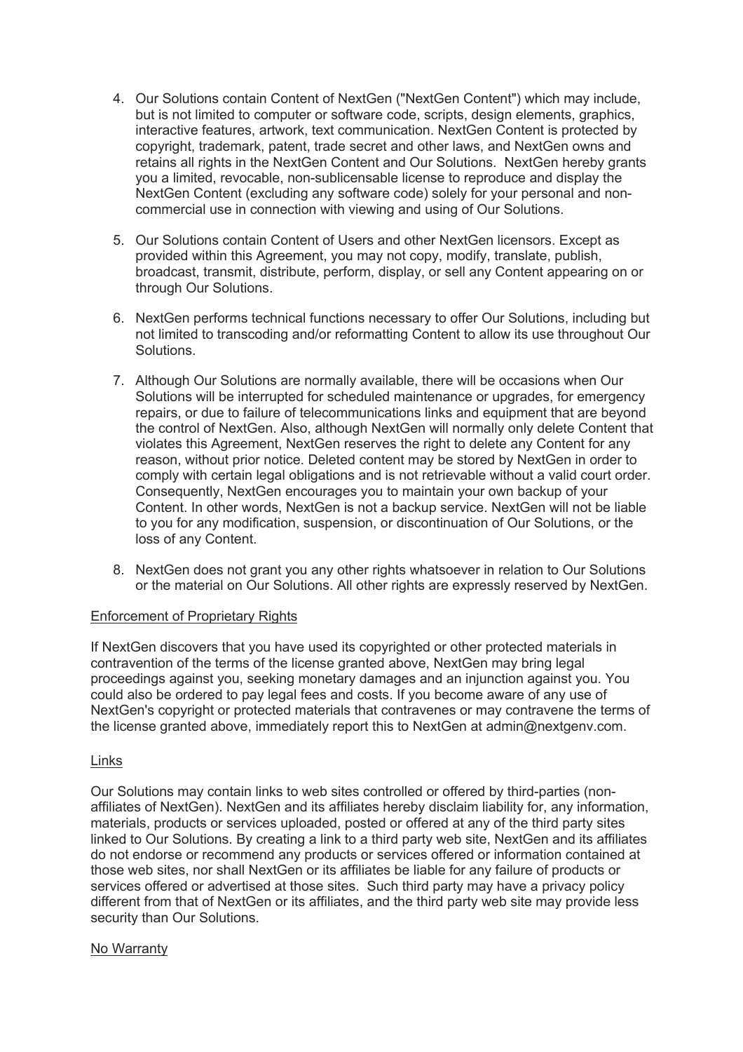4. Our Solutions contain Content of NextGen ("NextGen Content") which may include, but is not limited to computer or software code, scripts, design elements, graphics, interactive features, artwork, text communication. NextGen Content is protected by copyright, trademark, patent, trade secret and other laws, and NextGen owns and retains all rights in the NextGen Content and Our Solutions. NextGen hereby grants you a limited, revocable, non-sublicensable license to reproduce and display the NextGen Content (excluding any software code) solely for your personal and non-commercial use in connection with viewing and using of Our Solutions.

5. Our Solutions contain Content of Users and other NextGen licensors. Except as provided within this Agreement, you may not copy, modify, translate, publish, broadcast, transmit, distribute, perform, display, or sell any Content appearing on or through Our Solutions.

6. NextGen performs technical functions necessary to offer Our Solutions, including but not limited to transcoding and/or reformatting Content to allow its use throughout Our Solutions.

7. Although Our Solutions are normally available, there will be occasions when Our Solutions will be interrupted for scheduled maintenance or upgrades, for emergency repairs, or due to failure of telecommunications links and equipment that are beyond the control of NextGen. Also, although NextGen will normally only delete Content that violates this Agreement, NextGen reserves the right to delete any Content for any reason, without prior notice. Deleted content may be stored by NextGen in order to comply with certain legal obligations and is not retrievable without a valid court order. Consequently, NextGen encourages you to maintain your own backup of your Content. In other words, NextGen is not a backup service. NextGen will not be liable to you for any modification, suspension, or discontinuation of Our Solutions, or the loss of any Content.

8. NextGen does not grant you any other rights whatsoever in relation to Our Solutions or the material on Our Solutions. All other rights are expressly reserved by NextGen.

Enforcement of Proprietary Rights

If NextGen discovers that you have used its copyrighted or other protected materials in contravention of the terms of the license granted above, NextGen may bring legal proceedings against you, seeking monetary damages and an injunction against you. You could also be ordered to pay legal fees and costs. If you become aware of any use of NextGen's copyright or protected materials that contravenes or may contravene the terms of the license granted above, immediately report this to NextGen at admin@nextgenv.com.

Links

Our Solutions may contain links to web sites controlled or offered by third-parties (non-affiliates of NextGen). NextGen and its affiliates hereby disclaim liability for, any information, materials, products or services uploaded, posted or offered at any of the third party sites linked to Our Solutions. By creating a link to a third party web site, NextGen and its affiliates do not endorse or recommend any products or services offered or information contained at those web sites, nor shall NextGen or its affiliates be liable for any failure of products or services offered or advertised at those sites. Such third party may have a privacy policy different from that of NextGen or its affiliates, and the third party web site may provide less security than Our Solutions.

No Warranty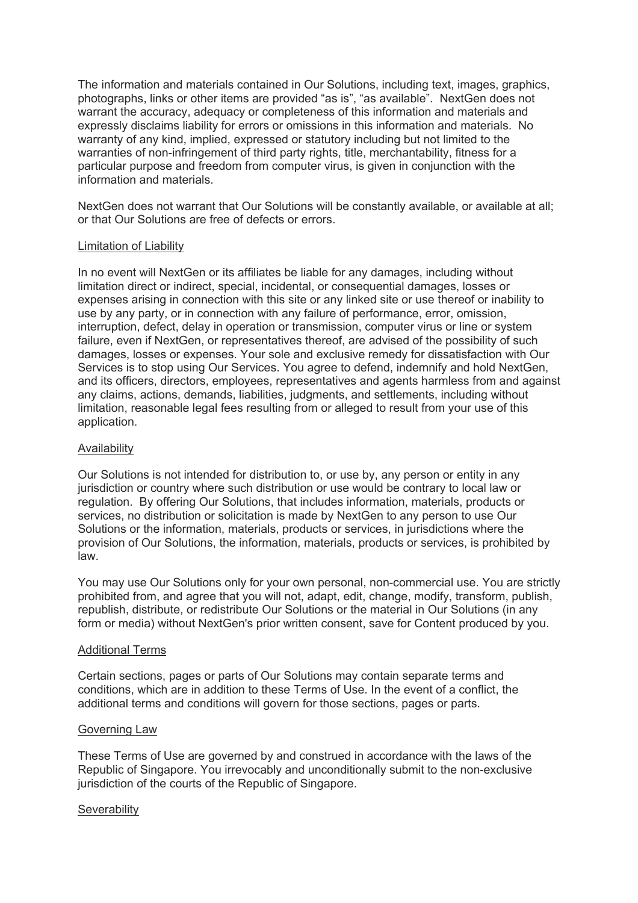The information and materials contained in Our Solutions, including text, images, graphics, photographs, links or other items are provided "as is", "as available". NextGen does not warrant the accuracy, adequacy or completeness of this information and materials and expressly disclaims liability for errors or omissions in this information and materials. No warranty of any kind, implied, expressed or statutory including but not limited to the warranties of non-infringement of third party rights, title, merchantability, fitness for a particular purpose and freedom from computer virus, is given in conjunction with the information and materials.

NextGen does not warrant that Our Solutions will be constantly available, or available at all; or that Our Solutions are free of defects or errors.

## Limitation of Liability

In no event will NextGen or its affiliates be liable for any damages, including without limitation direct or indirect, special, incidental, or consequential damages, losses or expenses arising in connection with this site or any linked site or use thereof or inability to use by any party, or in connection with any failure of performance, error, omission, interruption, defect, delay in operation or transmission, computer virus or line or system failure, even if NextGen, or representatives thereof, are advised of the possibility of such damages, losses or expenses. Your sole and exclusive remedy for dissatisfaction with Our Services is to stop using Our Services. You agree to defend, indemnify and hold NextGen, and its officers, directors, employees, representatives and agents harmless from and against any claims, actions, demands, liabilities, judgments, and settlements, including without limitation, reasonable legal fees resulting from or alleged to result from your use of this application.

## Availability

Our Solutions is not intended for distribution to, or use by, any person or entity in any jurisdiction or country where such distribution or use would be contrary to local law or regulation. By offering Our Solutions, that includes information, materials, products or services, no distribution or solicitation is made by NextGen to any person to use Our Solutions or the information, materials, products or services, in jurisdictions where the provision of Our Solutions, the information, materials, products or services, is prohibited by law.

You may use Our Solutions only for your own personal, non-commercial use. You are strictly prohibited from, and agree that you will not, adapt, edit, change, modify, transform, publish, republish, distribute, or redistribute Our Solutions or the material in Our Solutions (in any form or media) without NextGen's prior written consent, save for Content produced by you.

## Additional Terms

Certain sections, pages or parts of Our Solutions may contain separate terms and conditions, which are in addition to these Terms of Use. In the event of a conflict, the additional terms and conditions will govern for those sections, pages or parts.

## Governing Law

These Terms of Use are governed by and construed in accordance with the laws of the Republic of Singapore. You irrevocably and unconditionally submit to the non-exclusive jurisdiction of the courts of the Republic of Singapore.

## Severability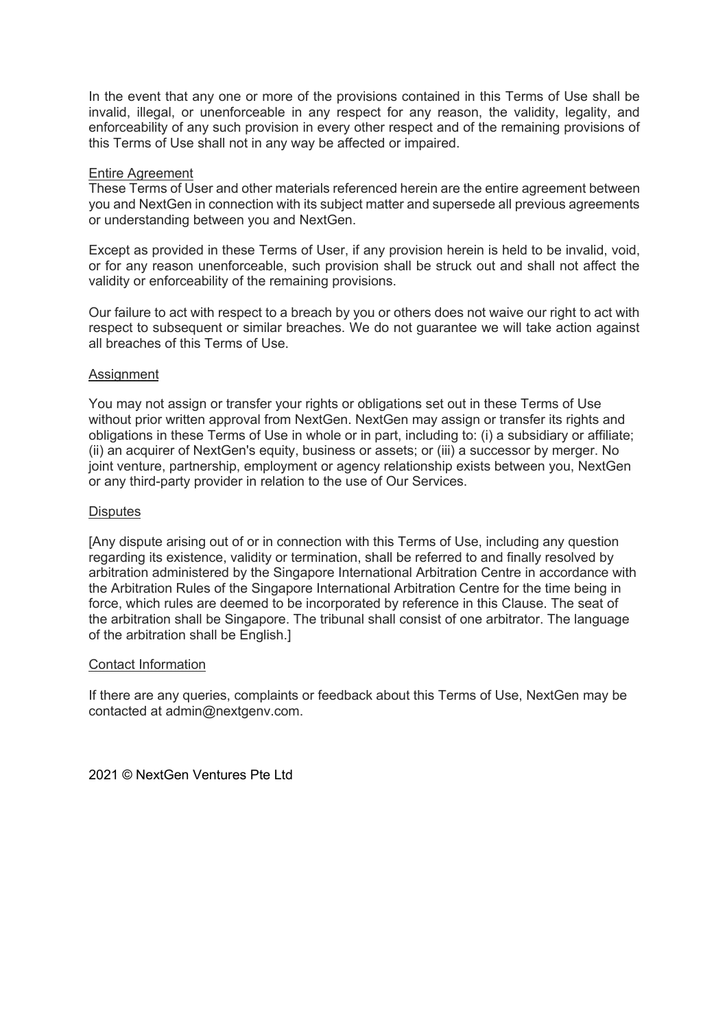In the event that any one or more of the provisions contained in this Terms of Use shall be invalid, illegal, or unenforceable in any respect for any reason, the validity, legality, and enforceability of any such provision in every other respect and of the remaining provisions of this Terms of Use shall not in any way be affected or impaired.

<u>Entire Agreement</u>

These Terms of User and other materials referenced herein are the entire agreement between you and NextGen in connection with its subject matter and supersede all previous agreements or understanding between you and NextGen.

Except as provided in these Terms of User, if any provision herein is held to be invalid, void, or for any reason unenforceable, such provision shall be struck out and shall not affect the validity or enforceability of the remaining provisions.

Our failure to act with respect to a breach by you or others does not waive our right to act with respect to subsequent or similar breaches. We do not guarantee we will take action against all breaches of this Terms of Use.

<u>Assignment</u>

You may not assign or transfer your rights or obligations set out in these Terms of Use without prior written approval from NextGen. NextGen may assign or transfer its rights and obligations in these Terms of Use in whole or in part, including to: (i) a subsidiary or affiliate; (ii) an acquirer of NextGen's equity, business or assets; or (iii) a successor by merger. No joint venture, partnership, employment or agency relationship exists between you, NextGen or any third-party provider in relation to the use of Our Services.

<u>Disputes</u>

[Any dispute arising out of or in connection with this Terms of Use, including any question regarding its existence, validity or termination, shall be referred to and finally resolved by arbitration administered by the Singapore International Arbitration Centre in accordance with the Arbitration Rules of the Singapore International Arbitration Centre for the time being in force, which rules are deemed to be incorporated by reference in this Clause. The seat of the arbitration shall be Singapore. The tribunal shall consist of one arbitrator. The language of the arbitration shall be English.]

<u>Contact Information</u>

If there are any queries, complaints or feedback about this Terms of Use, NextGen may be contacted at admin@nextgenv.com.

2021 © NextGen Ventures Pte Ltd